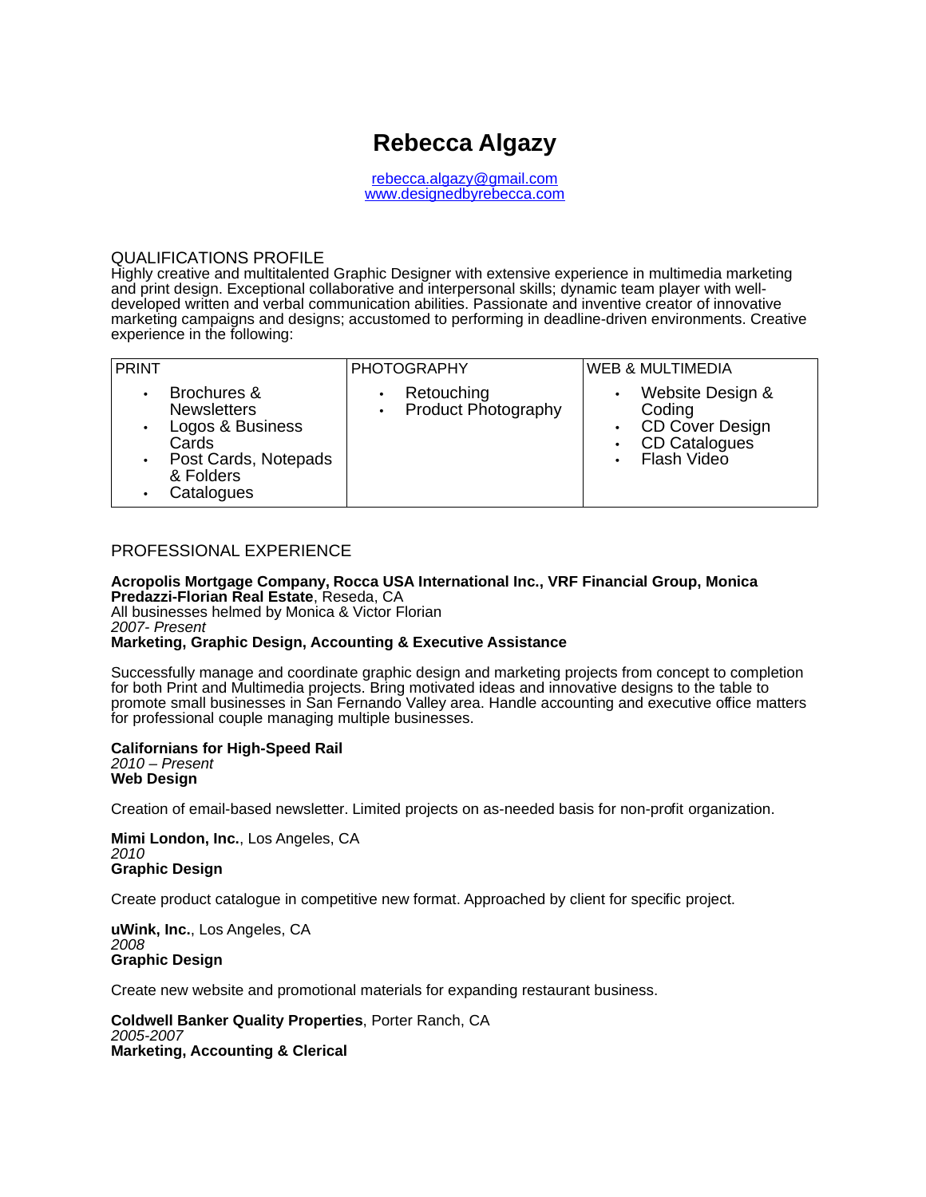# Rebecca Algazy

rebecca.algazy@gmail.com
www.designedbyrebecca.com

## QUALIFICATIONS PROFILE

Highly creative and multitalented Graphic Designer with extensive experience in multimedia marketing and print design. Exceptional collaborative and interpersonal skills; dynamic team player with well-developed written and verbal communication abilities. Passionate and inventive creator of innovative marketing campaigns and designs; accustomed to performing in deadline-driven environments. Creative experience in the following:

| PRINT | PHOTOGRAPHY | WEB & MULTIMEDIA |
|---|---|---|
| • Brochures & Newsletters<br>• Logos & Business Cards<br>• Post Cards, Notepads & Folders<br>• Catalogues | • Retouching<br>• Product Photography | • Website Design & Coding<br>• CD Cover Design<br>• CD Catalogues<br>• Flash Video |

## PROFESSIONAL EXPERIENCE

**Acropolis Mortgage Company, Rocca USA International Inc., VRF Financial Group, Monica Predazzi-Florian Real Estate**, Reseda, CA
All businesses helmed by Monica & Victor Florian
*2007- Present*
**Marketing, Graphic Design, Accounting & Executive Assistance**

Successfully manage and coordinate graphic design and marketing projects from concept to completion for both Print and Multimedia projects. Bring motivated ideas and innovative designs to the table to promote small businesses in San Fernando Valley area. Handle accounting and executive office matters for professional couple managing multiple businesses.

**Californians for High-Speed Rail**
*2010 – Present*
**Web Design**

Creation of email-based newsletter. Limited projects on as-needed basis for non-profit organization.

**Mimi London, Inc.**, Los Angeles, CA
*2010*
**Graphic Design**

Create product catalogue in competitive new format. Approached by client for specific project.

**uWink, Inc.**, Los Angeles, CA
*2008*
**Graphic Design**

Create new website and promotional materials for expanding restaurant business.

**Coldwell Banker Quality Properties**, Porter Ranch, CA
*2005-2007*
**Marketing, Accounting & Clerical**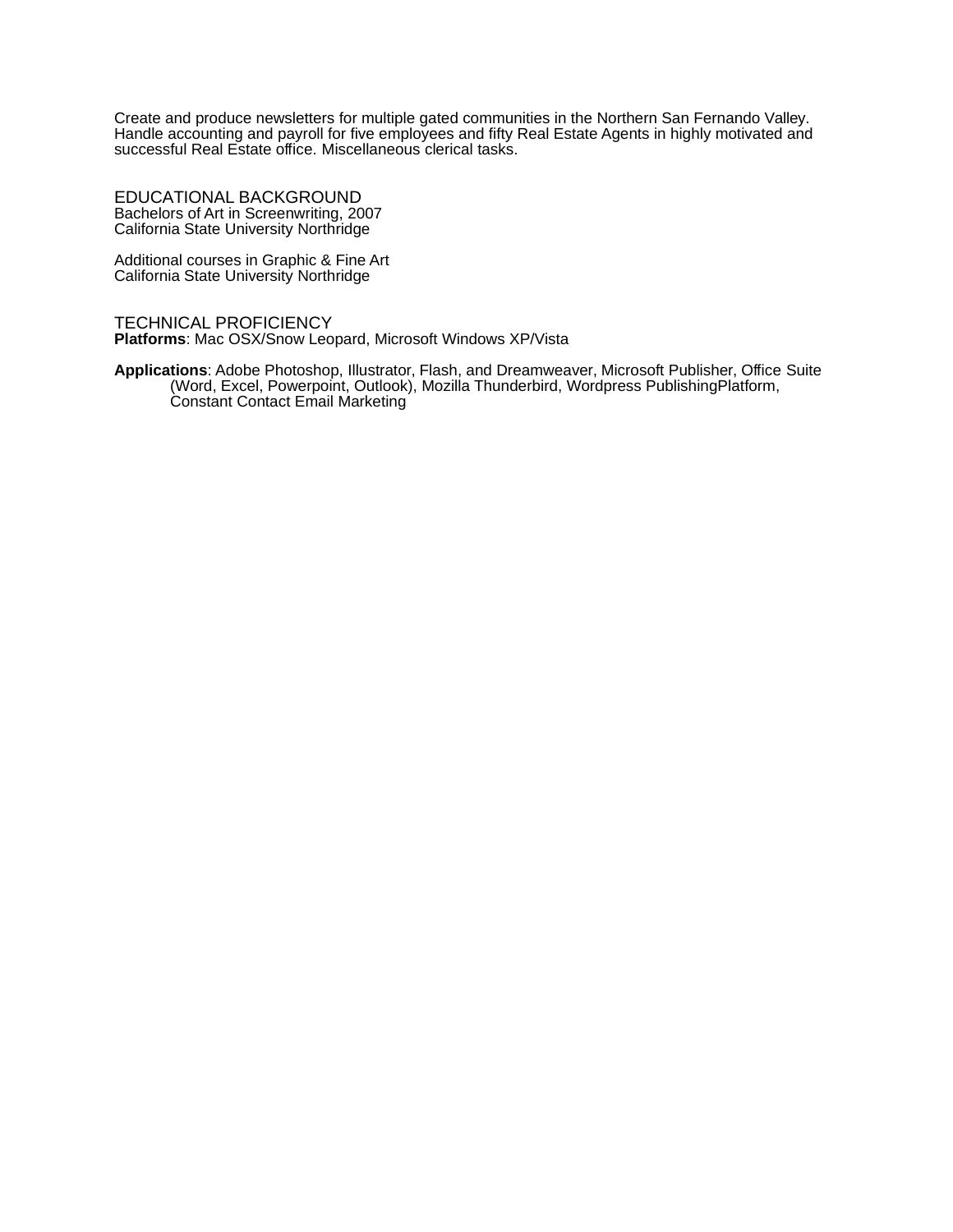Create and produce newsletters for multiple gated communities in the Northern San Fernando Valley. Handle accounting and payroll for five employees and fifty Real Estate Agents in highly motivated and successful Real Estate office. Miscellaneous clerical tasks.

## EDUCATIONAL BACKGROUND

Bachelors of Art in Screenwriting, 2007
California State University Northridge

Additional courses in Graphic & Fine Art
California State University Northridge

## TECHNICAL PROFICIENCY

**Platforms**: Mac OSX/Snow Leopard, Microsoft Windows XP/Vista

**Applications**: Adobe Photoshop, Illustrator, Flash, and Dreamweaver, Microsoft Publisher, Office Suite (Word, Excel, Powerpoint, Outlook), Mozilla Thunderbird, Wordpress PublishingPlatform, Constant Contact Email Marketing